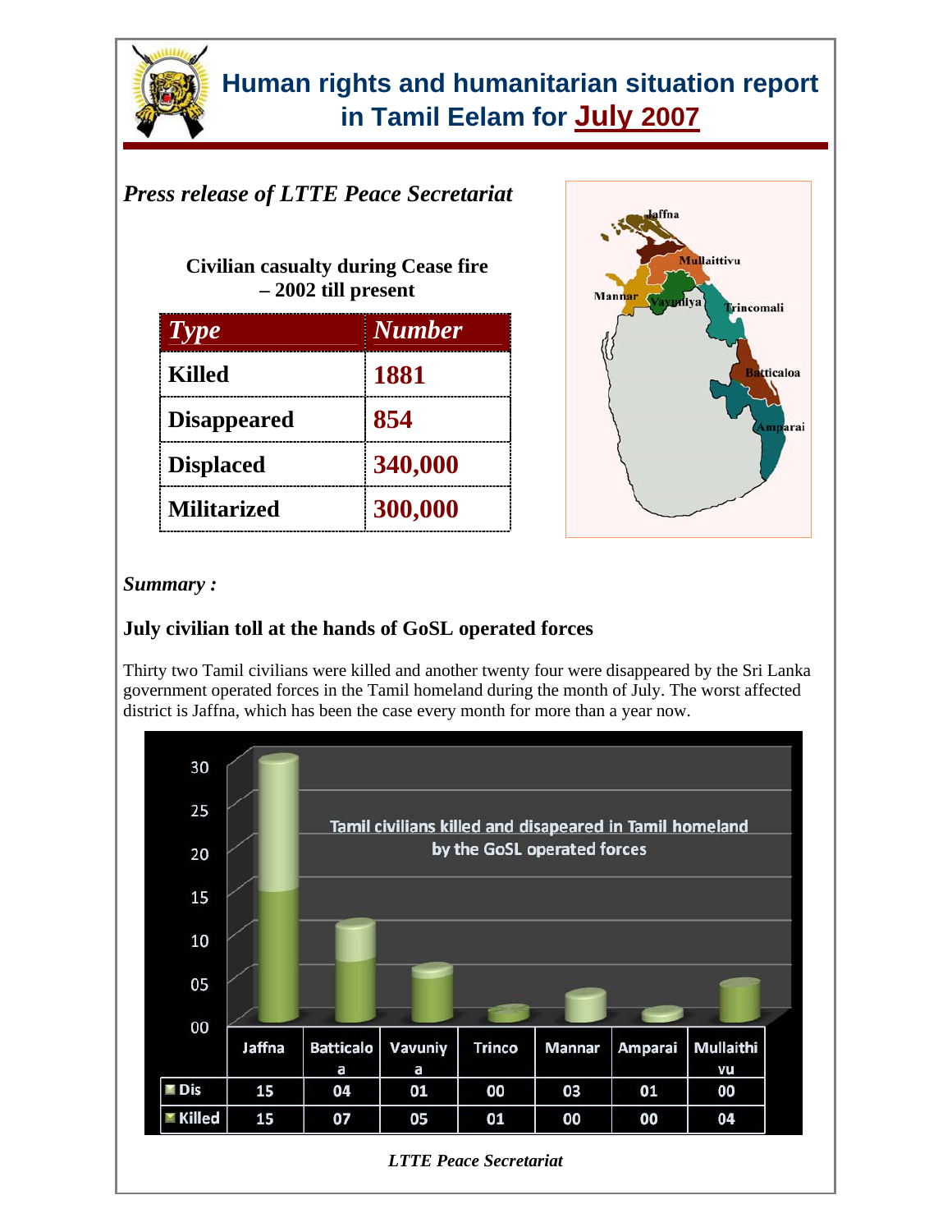# Human rights and humanitarian situation report in Tamil Eelam for July 2007

*Press release of LTTE Peace Secretariat*

**Civilian casualty during Cease fire – 2002 till present**

| *Type* | *Number* |
|---|---|
| Killed | 1881 |
| Disappeared | 854 |
| Displaced | 340,000 |
| Militarized | 300,000 |

***Summary :***

**July civilian toll at the hands of GoSL operated forces**

Thirty two Tamil civilians were killed and another twenty four were disappeared by the Sri Lanka government operated forces in the Tamil homeland during the month of July. The worst affected district is Jaffna, which has been the case every month for more than a year now.

Tamil civilians killed and disapeared in Tamil homeland by the GoSL operated forces

| | Jaffna | Batticaloa | Vavuniya | Trinco | Mannar | Amparai | Mullaithivu |
|---|---|---|---|---|---|---|---|
| Dis | 15 | 04 | 01 | 00 | 03 | 01 | 00 |
| Killed | 15 | 07 | 05 | 01 | 00 | 00 | 04 |

*LTTE Peace Secretariat*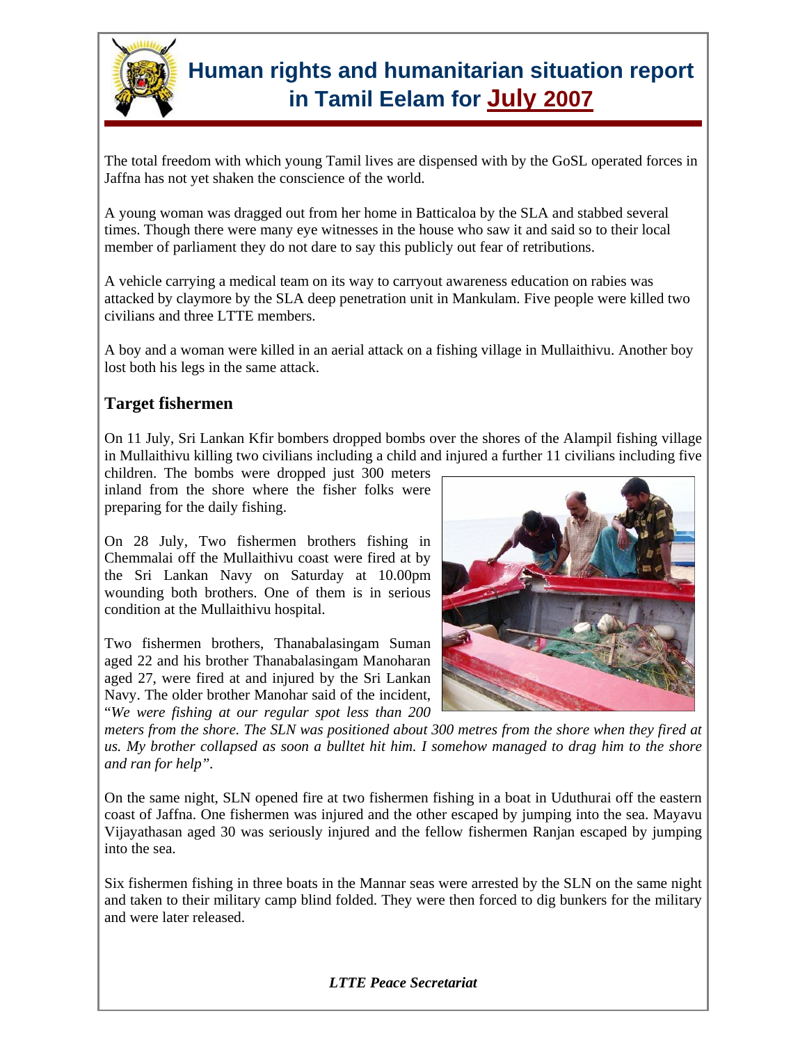# Human rights and humanitarian situation report in Tamil Eelam for July 2007

The total freedom with which young Tamil lives are dispensed with by the GoSL operated forces in Jaffna has not yet shaken the conscience of the world.

A young woman was dragged out from her home in Batticaloa by the SLA and stabbed several times. Though there were many eye witnesses in the house who saw it and said so to their local member of parliament they do not dare to say this publicly out fear of retributions.

A vehicle carrying a medical team on its way to carryout awareness education on rabies was attacked by claymore by the SLA deep penetration unit in Mankulam. Five people were killed two civilians and three LTTE members.

A boy and a woman were killed in an aerial attack on a fishing village in Mullaithivu. Another boy lost both his legs in the same attack.

## Target fishermen

On 11 July, Sri Lankan Kfir bombers dropped bombs over the shores of the Alampil fishing village in Mullaithivu killing two civilians including a child and injured a further 11 civilians including five children. The bombs were dropped just 300 meters inland from the shore where the fisher folks were preparing for the daily fishing.

On 28 July, Two fishermen brothers fishing in Chemmalai off the Mullaithivu coast were fired at by the Sri Lankan Navy on Saturday at 10.00pm wounding both brothers. One of them is in serious condition at the Mullaithivu hospital.

Two fishermen brothers, Thanabalasingam Suman aged 22 and his brother Thanabalasingam Manoharan aged 27, were fired at and injured by the Sri Lankan Navy. The older brother Manohar said of the incident, "*We were fishing at our regular spot less than 200 meters from the shore. The SLN was positioned about 300 metres from the shore when they fired at us. My brother collapsed as soon a bulltet hit him. I somehow managed to drag him to the shore and ran for help*".

On the same night, SLN opened fire at two fishermen fishing in a boat in Uduthurai off the eastern coast of Jaffna. One fishermen was injured and the other escaped by jumping into the sea. Mayavu Vijayathasan aged 30 was seriously injured and the fellow fishermen Ranjan escaped by jumping into the sea.

Six fishermen fishing in three boats in the Mannar seas were arrested by the SLN on the same night and taken to their military camp blind folded. They were then forced to dig bunkers for the military and were later released.

***LTTE Peace Secretariat***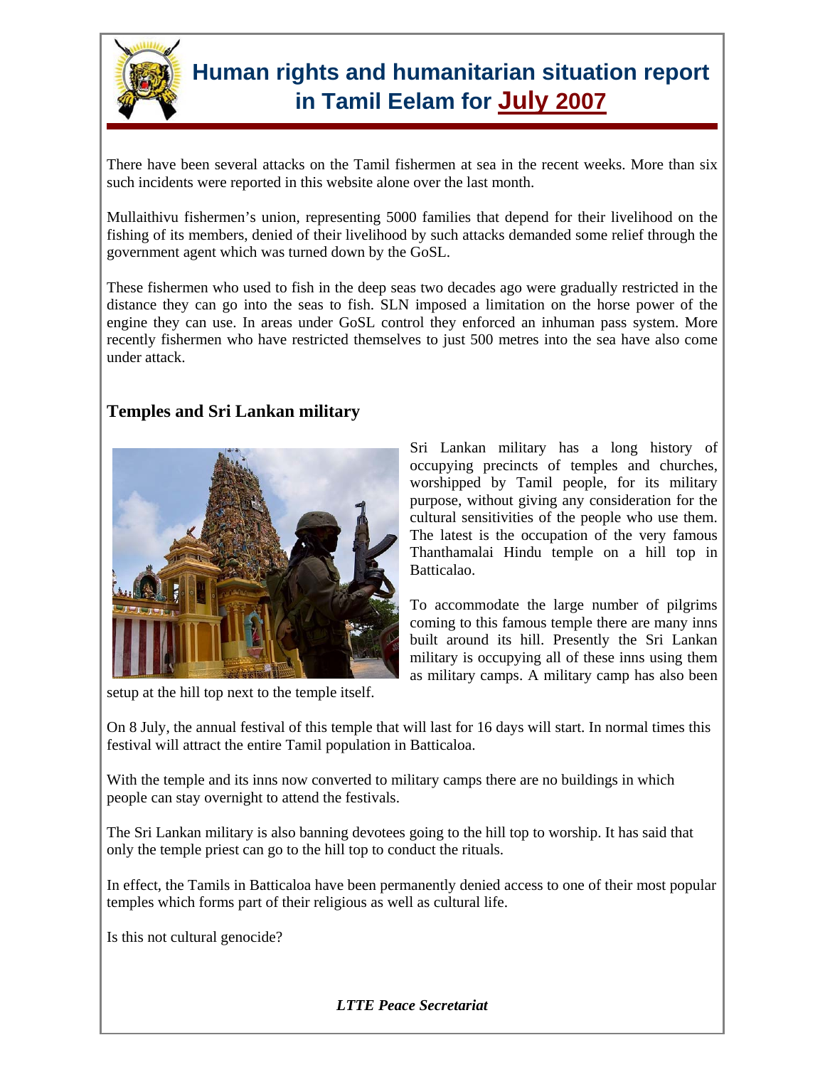# Human rights and humanitarian situation report in Tamil Eelam for July 2007

There have been several attacks on the Tamil fishermen at sea in the recent weeks. More than six such incidents were reported in this website alone over the last month.

Mullaithivu fishermen's union, representing 5000 families that depend for their livelihood on the fishing of its members, denied of their livelihood by such attacks demanded some relief through the government agent which was turned down by the GoSL.

These fishermen who used to fish in the deep seas two decades ago were gradually restricted in the distance they can go into the seas to fish. SLN imposed a limitation on the horse power of the engine they can use. In areas under GoSL control they enforced an inhuman pass system. More recently fishermen who have restricted themselves to just 500 metres into the sea have also come under attack.

## Temples and Sri Lankan military

Sri Lankan military has a long history of occupying precincts of temples and churches, worshipped by Tamil people, for its military purpose, without giving any consideration for the cultural sensitivities of the people who use them. The latest is the occupation of the very famous Thanthamalai Hindu temple on a hill top in Batticalao.

To accommodate the large number of pilgrims coming to this famous temple there are many inns built around its hill. Presently the Sri Lankan military is occupying all of these inns using them as military camps. A military camp has also been setup at the hill top next to the temple itself.

On 8 July, the annual festival of this temple that will last for 16 days will start. In normal times this festival will attract the entire Tamil population in Batticaloa.

With the temple and its inns now converted to military camps there are no buildings in which people can stay overnight to attend the festivals.

The Sri Lankan military is also banning devotees going to the hill top to worship. It has said that only the temple priest can go to the hill top to conduct the rituals.

In effect, the Tamils in Batticaloa have been permanently denied access to one of their most popular temples which forms part of their religious as well as cultural life.

Is this not cultural genocide?

*LTTE Peace Secretariat*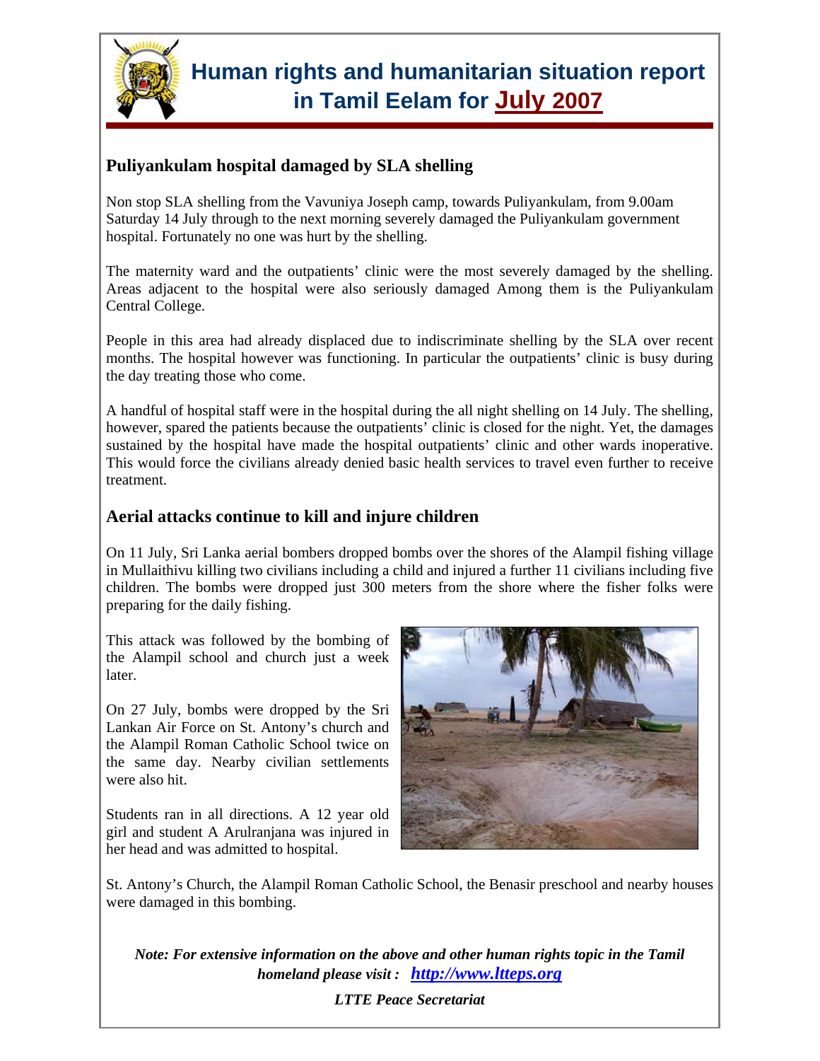# Human rights and humanitarian situation report in Tamil Eelam for July 2007

## Puliyankulam hospital damaged by SLA shelling

Non stop SLA shelling from the Vavuniya Joseph camp, towards Puliyankulam, from 9.00am Saturday 14 July through to the next morning severely damaged the Puliyankulam government hospital. Fortunately no one was hurt by the shelling.

The maternity ward and the outpatients' clinic were the most severely damaged by the shelling. Areas adjacent to the hospital were also seriously damaged Among them is the Puliyankulam Central College.

People in this area had already displaced due to indiscriminate shelling by the SLA over recent months. The hospital however was functioning. In particular the outpatients' clinic is busy during the day treating those who come.

A handful of hospital staff were in the hospital during the all night shelling on 14 July. The shelling, however, spared the patients because the outpatients' clinic is closed for the night. Yet, the damages sustained by the hospital have made the hospital outpatients' clinic and other wards inoperative. This would force the civilians already denied basic health services to travel even further to receive treatment.

## Aerial attacks continue to kill and injure children

On 11 July, Sri Lanka aerial bombers dropped bombs over the shores of the Alampil fishing village in Mullaithivu killing two civilians including a child and injured a further 11 civilians including five children. The bombs were dropped just 300 meters from the shore where the fisher folks were preparing for the daily fishing.

This attack was followed by the bombing of the Alampil school and church just a week later.

On 27 July, bombs were dropped by the Sri Lankan Air Force on St. Antony's church and the Alampil Roman Catholic School twice on the same day. Nearby civilian settlements were also hit.

Students ran in all directions. A 12 year old girl and student A Arulranjana was injured in her head and was admitted to hospital.

St. Antony's Church, the Alampil Roman Catholic School, the Benasir preschool and nearby houses were damaged in this bombing.

***Note: For extensive information on the above and other human rights topic in the Tamil homeland please visit : http://www.ltteps.org***

***LTTE Peace Secretariat***